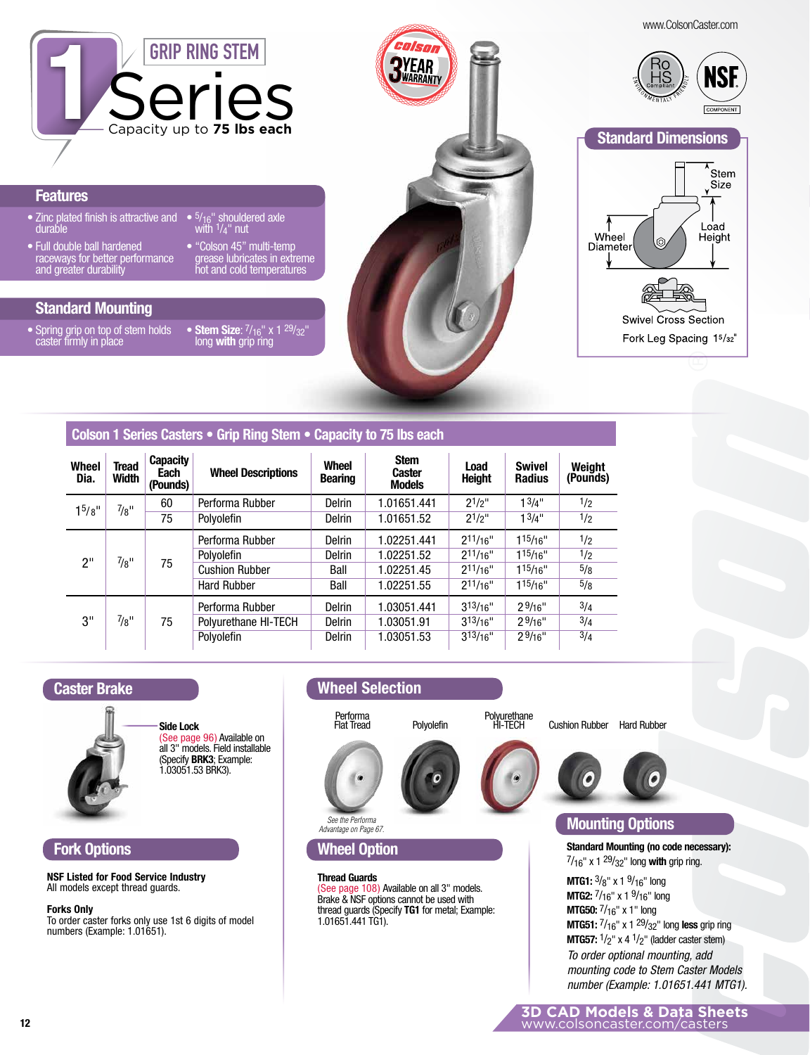# 1 Series

## GRIP RING STEM

Capacity up to **75 lbs each**

www.ColsonCaster.com

Colson 3 YEAR WARRANTY

RoHS Compliant — Environmentally Friendly

NSF Component

## Features

- Zinc plated finish is attractive and durable
- Full double ball hardened raceways for better performance and greater durability
- $5/16$" shouldered axle with $1/4$" nut
- "Colson 45" multi-temp grease lubricates in extreme hot and cold temperatures

## Standard Mounting

- Spring grip on top of stem holds caster firmly in place
- **Stem Size**: $7/16$" x 1 $29/32$" long **with** grip ring

## Standard Dimensions

Stem Size

Wheel Diameter

Load Height

Swivel Cross Section

Fork Leg Spacing $1\,5/32$"

## Colson 1 Series Casters • Grip Ring Stem • Capacity to 75 lbs each

| Wheel Dia. | Tread Width | Capacity Each (Pounds) | Wheel Descriptions | Wheel Bearing | Stem Caster Models | Load Height | Swivel Radius | Weight (Pounds) |
|---|---|---|---|---|---|---|---|---|
| 1 $5/8$" | $7/8$" | 60 | Performa Rubber | Delrin | 1.01651.441 | 2 $1/2$" | 1 $3/4$" | $1/2$ |
| | | 75 | Polyolefin | Delrin | 1.01651.52 | 2 $1/2$" | 1 $3/4$" | $1/2$ |
| 2" | $7/8$" | 75 | Performa Rubber | Delrin | 1.02251.441 | 2 $11/16$" | 1 $15/16$" | $1/2$ |
| | | | Polyolefin | Delrin | 1.02251.52 | 2 $11/16$" | 1 $15/16$" | $1/2$ |
| | | | Cushion Rubber | Ball | 1.02251.45 | 2 $11/16$" | 1 $15/16$" | $5/8$ |
| | | | Hard Rubber | Ball | 1.02251.55 | 2 $11/16$" | 1 $15/16$" | $5/8$ |
| 3" | $7/8$" | 75 | Performa Rubber | Delrin | 1.03051.441 | 3 $13/16$" | 2 $9/16$" | $3/4$ |
| | | | Polyurethane HI-TECH | Delrin | 1.03051.91 | 3 $13/16$" | 2 $9/16$" | $3/4$ |
| | | | Polyolefin | Delrin | 1.03051.53 | 3 $13/16$" | 2 $9/16$" | $3/4$ |

## Caster Brake

**Side Lock**
(See page 96) Available on all 3" models. Field installable (Specify **BRK3**; Example: 1.03051.53 BRK3).

## Fork Options

**NSF Listed for Food Service Industry**
All models except thread guards.

**Forks Only**
To order caster forks only use 1st 6 digits of model numbers (Example: 1.01651).

## Wheel Selection

Performa Flat Tread — Polyolefin — Polyurethane HI-TECH — Cushion Rubber — Hard Rubber

*See the Performa Advantage on Page 67.*

## Wheel Option

**Thread Guards**
(See page 108) Available on all 3" models. Brake & NSF options cannot be used with thread guards (Specify **TG1** for metal; Example: 1.01651.441 TG1).

## Mounting Options

**Standard Mounting (no code necessary):**
$7/16$" x 1 $29/32$" long **with** grip ring.

**MTG1:** $3/8$" x 1 $9/16$" long
**MTG2:** $7/16$" x 1 $9/16$" long
**MTG50:** $7/16$" x 1" long
**MTG51:** $7/16$" x 1 $29/32$" long **less** grip ring
**MTG57:** $1/2$" x 4 $1/2$" (ladder caster stem)

*To order optional mounting, add mounting code to Stem Caster Models number (Example: 1.01651.441 MTG1).*

**3D CAD Models & Data Sheets**
www.colsoncaster.com/casters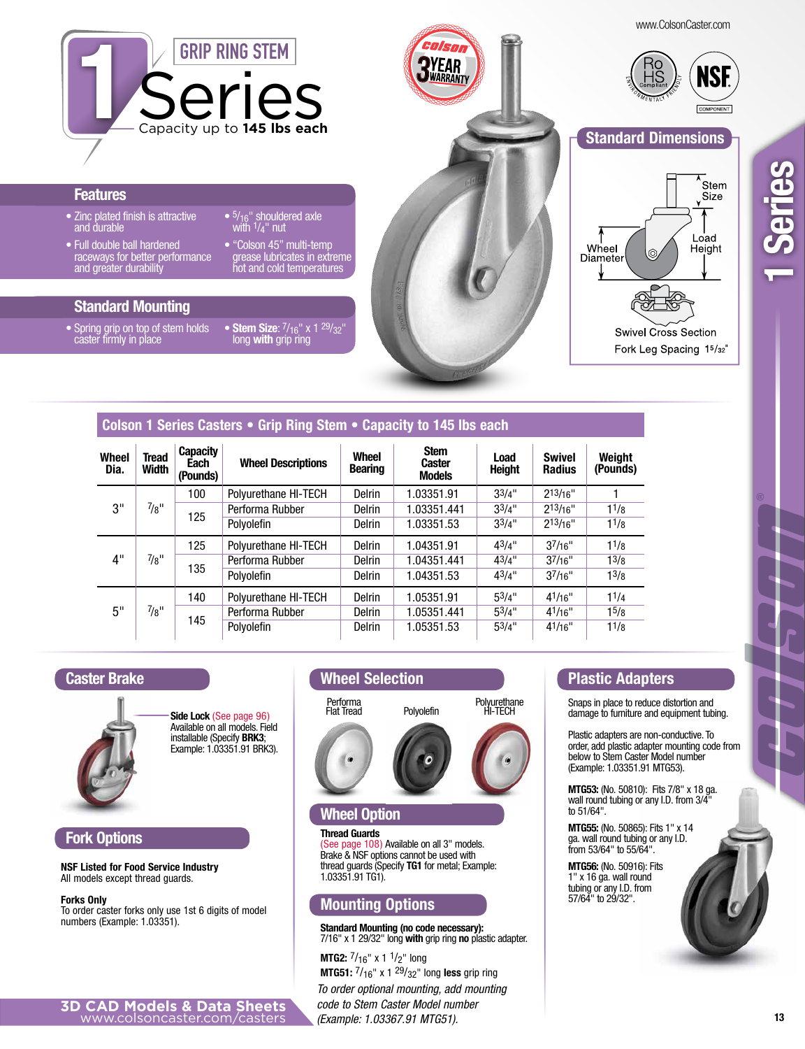# GRIP RING STEM

# 1 Series

Capacity up to **145 lbs each**

www.ColsonCaster.com

## Features

- Zinc plated finish is attractive and durable
- Full double ball hardened raceways for better performance and greater durability
- 5/16" shouldered axle with 1/4" nut
- "Colson 45" multi-temp grease lubricates in extreme hot and cold temperatures

## Standard Mounting

- Spring grip on top of stem holds caster firmly in place
- **Stem Size**: 7/16" x 1 29/32" long **with** grip ring

## Standard Dimensions

Stem Size

Load Height

Wheel Diameter

Swivel Cross Section

Fork Leg Spacing 1 5/32"

## Colson 1 Series Casters • Grip Ring Stem • Capacity to 145 lbs each

| Wheel Dia. | Tread Width | Capacity Each (Pounds) | Wheel Descriptions | Wheel Bearing | Stem Caster Models | Load Height | Swivel Radius | Weight (Pounds) |
|---|---|---|---|---|---|---|---|---|
| 3" | 7/8" | 100 | Polyurethane HI-TECH | Delrin | 1.03351.91 | 3 3/4" | 2 13/16" | 1 |
| | | 125 | Performa Rubber | Delrin | 1.03351.441 | 3 3/4" | 2 13/16" | 1 1/8 |
| | | | Polyolefin | Delrin | 1.03351.53 | 3 3/4" | 2 13/16" | 1 1/8 |
| 4" | 7/8" | 125 | Polyurethane HI-TECH | Delrin | 1.04351.91 | 4 3/4" | 3 7/16" | 1 1/8 |
| | | 135 | Performa Rubber | Delrin | 1.04351.441 | 4 3/4" | 3 7/16" | 1 3/8 |
| | | | Polyolefin | Delrin | 1.04351.53 | 4 3/4" | 3 7/16" | 1 3/8 |
| 5" | 7/8" | 140 | Polyurethane HI-TECH | Delrin | 1.05351.91 | 5 3/4" | 4 1/16" | 1 1/4 |
| | | 145 | Performa Rubber | Delrin | 1.05351.441 | 5 3/4" | 4 1/16" | 1 5/8 |
| | | | Polyolefin | Delrin | 1.05351.53 | 5 3/4" | 4 1/16" | 1 1/8 |

## Caster Brake

**Side Lock** (See page 96)
Available on all models. Field installable (Specify **BRK3**; Example: 1.03351.91 BRK3).

## Fork Options

**NSF Listed for Food Service Industry**
All models except thread guards.

**Forks Only**
To order caster forks only use 1st 6 digits of model numbers (Example: 1.03351).

## Wheel Selection

Performa Flat Tread

Polyolefin

Polyurethane HI-TECH

## Wheel Option

**Thread Guards**
(See page 108) Available on all 3" models. Brake & NSF options cannot be used with thread guards (Specify **TG1** for metal; Example: 1.03351.91 TG1).

## Mounting Options

**Standard Mounting (no code necessary):**
7/16" x 1 29/32" long **with** grip ring **no** plastic adapter.

**MTG2:** 7/16" x 1 1/2" long

**MTG51:** 7/16" x 1 29/32" long **less** grip ring

*To order optional mounting, add mounting code to Stem Caster Model number (Example: 1.03367.91 MTG51).*

## Plastic Adapters

Snaps in place to reduce distortion and damage to furniture and equipment tubing.

Plastic adapters are non-conductive. To order, add plastic adapter mounting code from below to Stem Caster Model number (Example: 1.03351.91 MTG53).

**MTG53:** (No. 50810): Fits 7/8" x 18 ga. wall round tubing or any I.D. from 3/4" to 51/64".

**MTG55:** (No. 50865): Fits 1" x 14 ga. wall round tubing or any I.D. from 53/64" to 55/64".

**MTG56:** (No. 50916): Fits 1" x 16 ga. wall round tubing or any I.D. from 57/64" to 29/32".

**3D CAD Models & Data Sheets**
www.colsoncaster.com/casters